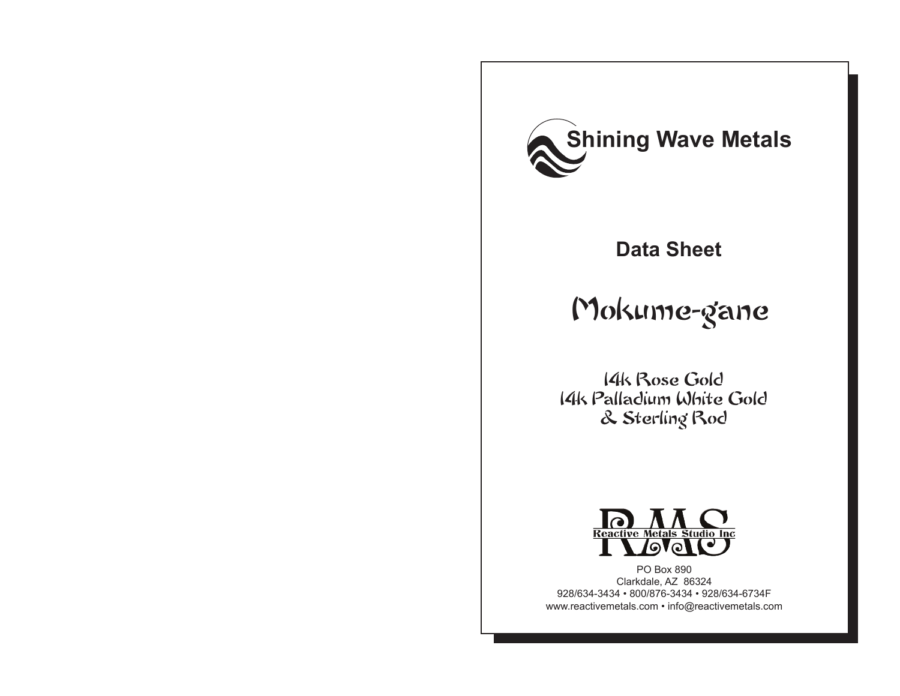# Shining Wave Metals

## Data Sheet

# Mokume-gane

### 14k Rose Gold
### 14k Palladium White Gold
### & Sterling Rod

**RMS**
**Reactive Metals Studio Inc**

PO Box 890
Clarkdale, AZ 86324
928/634-3434 • 800/876-3434 • 928/634-6734F
www.reactivemetals.com • info@reactivemetals.com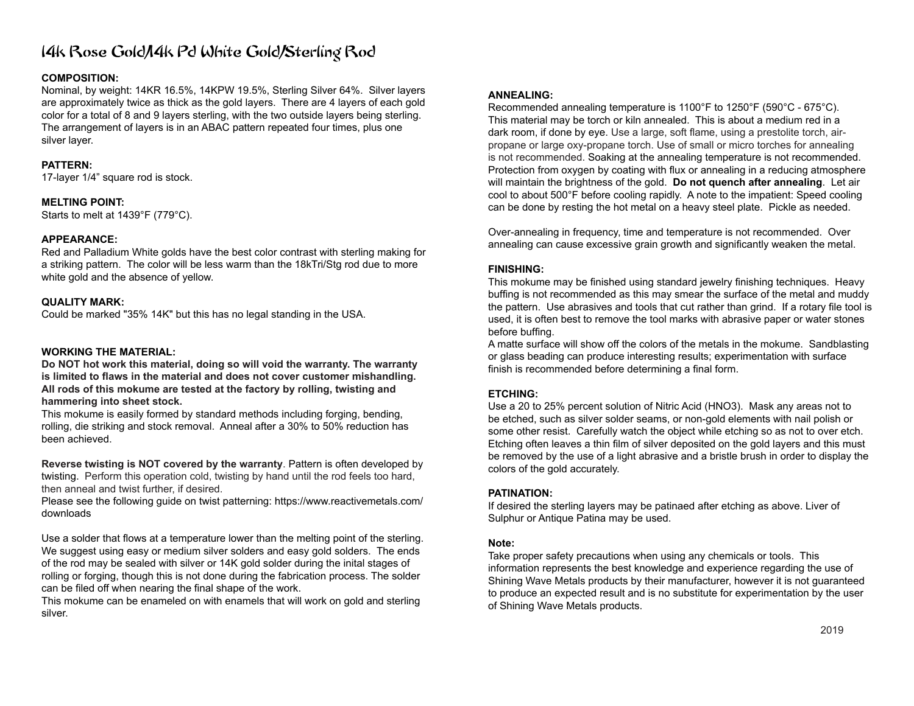# 14k Rose Gold/14k Pd White Gold/Sterling Rod

**COMPOSITION:**
Nominal, by weight: 14KR 16.5%, 14KPW 19.5%, Sterling Silver 64%. Silver layers are approximately twice as thick as the gold layers. There are 4 layers of each gold color for a total of 8 and 9 layers sterling, with the two outside layers being sterling. The arrangement of layers is in an ABAC pattern repeated four times, plus one silver layer.

**PATTERN:**
17-layer 1/4” square rod is stock.

**MELTING POINT:**
Starts to melt at 1439°F (779°C).

**APPEARANCE:**
Red and Palladium White golds have the best color contrast with sterling making for a striking pattern. The color will be less warm than the 18kTri/Stg rod due to more white gold and the absence of yellow.

**QUALITY MARK:**
Could be marked "35% 14K" but this has no legal standing in the USA.

**WORKING THE MATERIAL:**
**Do NOT hot work this material, doing so will void the warranty. The warranty is limited to flaws in the material and does not cover customer mishandling. All rods of this mokume are tested at the factory by rolling, twisting and hammering into sheet stock.**
This mokume is easily formed by standard methods including forging, bending, rolling, die striking and stock removal. Anneal after a 30% to 50% reduction has been achieved.

**Reverse twisting is NOT covered by the warranty**. Pattern is often developed by twisting. Perform this operation cold, twisting by hand until the rod feels too hard, then anneal and twist further, if desired.
Please see the following guide on twist patterning: https://www.reactivemetals.com/downloads

Use a solder that flows at a temperature lower than the melting point of the sterling. We suggest using easy or medium silver solders and easy gold solders. The ends of the rod may be sealed with silver or 14K gold solder during the inital stages of rolling or forging, though this is not done during the fabrication process. The solder can be filed off when nearing the final shape of the work.
This mokume can be enameled on with enamels that will work on gold and sterling silver.

**ANNEALING:**
Recommended annealing temperature is 1100°F to 1250°F (590°C - 675°C). This material may be torch or kiln annealed. This is about a medium red in a dark room, if done by eye. Use a large, soft flame, using a prestolite torch, air-propane or large oxy-propane torch. Use of small or micro torches for annealing is not recommended. Soaking at the annealing temperature is not recommended. Protection from oxygen by coating with flux or annealing in a reducing atmosphere will maintain the brightness of the gold. **Do not quench after annealing**. Let air cool to about 500°F before cooling rapidly. A note to the impatient: Speed cooling can be done by resting the hot metal on a heavy steel plate. Pickle as needed.

Over-annealing in frequency, time and temperature is not recommended. Over annealing can cause excessive grain growth and significantly weaken the metal.

**FINISHING:**
This mokume may be finished using standard jewelry finishing techniques. Heavy buffing is not recommended as this may smear the surface of the metal and muddy the pattern. Use abrasives and tools that cut rather than grind. If a rotary file tool is used, it is often best to remove the tool marks with abrasive paper or water stones before buffing.
A matte surface will show off the colors of the metals in the mokume. Sandblasting or glass beading can produce interesting results; experimentation with surface finish is recommended before determining a final form.

**ETCHING:**
Use a 20 to 25% percent solution of Nitric Acid ($HNO_3$). Mask any areas not to be etched, such as silver solder seams, or non-gold elements with nail polish or some other resist. Carefully watch the object while etching so as not to over etch. Etching often leaves a thin film of silver deposited on the gold layers and this must be removed by the use of a light abrasive and a bristle brush in order to display the colors of the gold accurately.

**PATINATION:**
If desired the sterling layers may be patinaed after etching as above. Liver of Sulphur or Antique Patina may be used.

**Note:**
Take proper safety precautions when using any chemicals or tools. This information represents the best knowledge and experience regarding the use of Shining Wave Metals products by their manufacturer, however it is not guaranteed to produce an expected result and is no substitute for experimentation by the user of Shining Wave Metals products.

2019